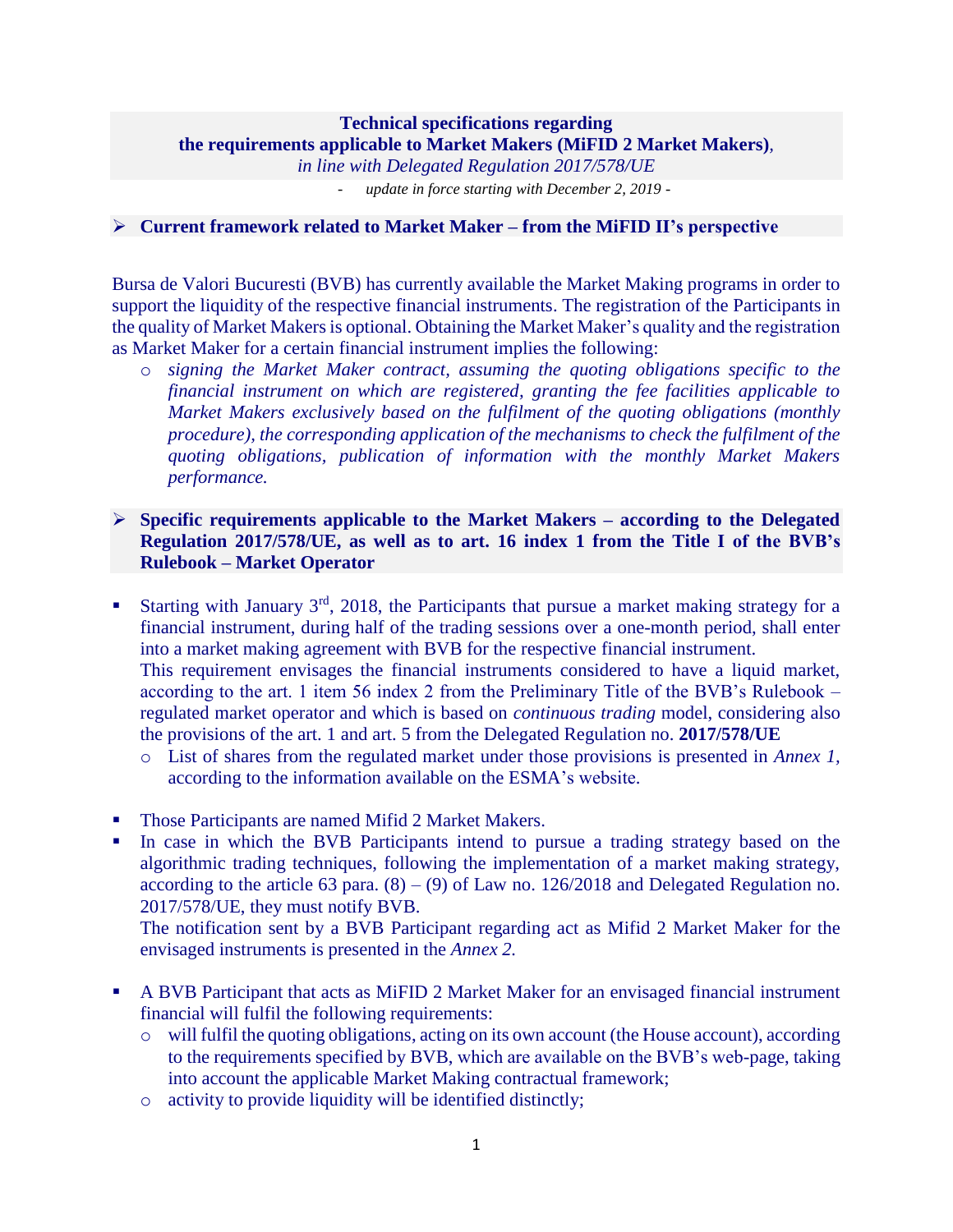**Technical specifications regarding**
**the requirements applicable to Market Makers (MiFID 2 Market Makers)**,
*in line with Delegated Regulation 2017/578/UE*

*- update in force starting with December 2, 2019 -*

## ➢ Current framework related to Market Maker – from the MiFID II's perspective

Bursa de Valori Bucuresti (BVB) has currently available the Market Making programs in order to support the liquidity of the respective financial instruments. The registration of the Participants in the quality of Market Makers is optional. Obtaining the Market Maker's quality and the registration as Market Maker for a certain financial instrument implies the following:

- *signing the Market Maker contract, assuming the quoting obligations specific to the financial instrument on which are registered, granting the fee facilities applicable to Market Makers exclusively based on the fulfilment of the quoting obligations (monthly procedure), the corresponding application of the mechanisms to check the fulfilment of the quoting obligations, publication of information with the monthly Market Makers performance.*

## ➢ Specific requirements applicable to the Market Makers – according to the Delegated Regulation 2017/578/UE, as well as to art. 16 index 1 from the Title I of the BVB's Rulebook – Market Operator

- Starting with January 3rd, 2018, the Participants that pursue a market making strategy for a financial instrument, during half of the trading sessions over a one-month period, shall enter into a market making agreement with BVB for the respective financial instrument.
  This requirement envisages the financial instruments considered to have a liquid market, according to the art. 1 item 56 index 2 from the Preliminary Title of the BVB's Rulebook – regulated market operator and which is based on *continuous trading* model, considering also the provisions of the art. 1 and art. 5 from the Delegated Regulation no. **2017/578/UE**
  - List of shares from the regulated market under those provisions is presented in *Annex 1*, according to the information available on the ESMA's website.

- Those Participants are named Mifid 2 Market Makers.
- In case in which the BVB Participants intend to pursue a trading strategy based on the algorithmic trading techniques, following the implementation of a market making strategy, according to the article 63 para. (8) – (9) of Law no. 126/2018 and Delegated Regulation no. 2017/578/UE, they must notify BVB.
  The notification sent by a BVB Participant regarding act as Mifid 2 Market Maker for the envisaged instruments is presented in the *Annex 2.*

- A BVB Participant that acts as MiFID 2 Market Maker for an envisaged financial instrument financial will fulfil the following requirements:
  - will fulfil the quoting obligations, acting on its own account (the House account), according to the requirements specified by BVB, which are available on the BVB's web-page, taking into account the applicable Market Making contractual framework;
  - activity to provide liquidity will be identified distinctly;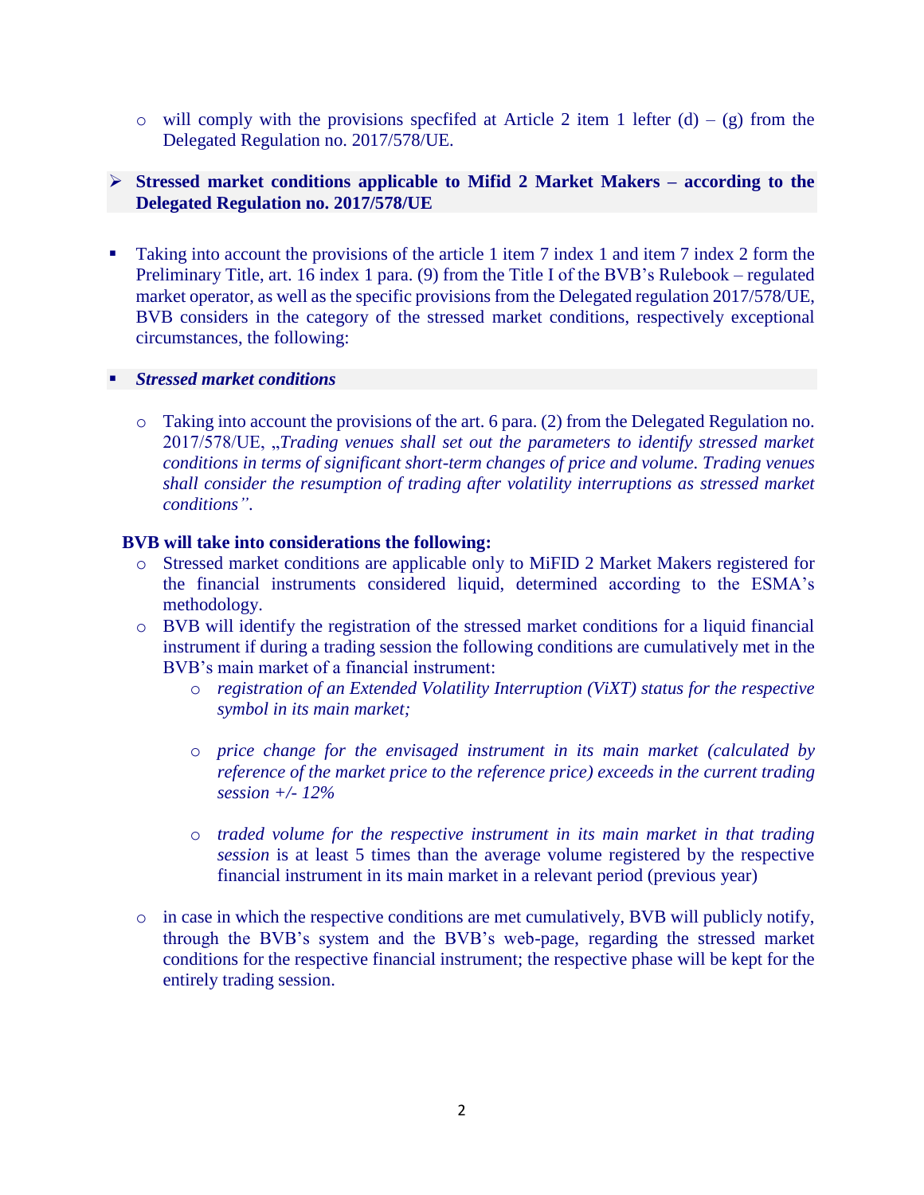- will comply with the provisions specfifed at Article 2 item 1 lefter (d) – (g) from the Delegated Regulation no. 2017/578/UE.

- **Stressed market conditions applicable to Mifid 2 Market Makers – according to the Delegated Regulation no. 2017/578/UE**

- Taking into account the provisions of the article 1 item 7 index 1 and item 7 index 2 form the Preliminary Title, art. 16 index 1 para. (9) from the Title I of the BVB's Rulebook – regulated market operator, as well as the specific provisions from the Delegated regulation 2017/578/UE, BVB considers in the category of the stressed market conditions, respectively exceptional circumstances, the following:

- ***Stressed market conditions***

  - Taking into account the provisions of the art. 6 para. (2) from the Delegated Regulation no. 2017/578/UE, „*Trading venues shall set out the parameters to identify stressed market conditions in terms of significant short-term changes of price and volume. Trading venues shall consider the resumption of trading after volatility interruptions as stressed market conditions”*.

**BVB will take into considerations the following:**

- Stressed market conditions are applicable only to MiFID 2 Market Makers registered for the financial instruments considered liquid, determined according to the ESMA's methodology.
- BVB will identify the registration of the stressed market conditions for a liquid financial instrument if during a trading session the following conditions are cumulatively met in the BVB's main market of a financial instrument:
  - *registration of an Extended Volatility Interruption (ViXT) status for the respective symbol in its main market;*
  - *price change for the envisaged instrument in its main market (calculated by reference of the market price to the reference price) exceeds in the current trading session +/- 12%*
  - *traded volume for the respective instrument in its main market in that trading session* is at least 5 times than the average volume registered by the respective financial instrument in its main market in a relevant period (previous year)
- in case in which the respective conditions are met cumulatively, BVB will publicly notify, through the BVB's system and the BVB's web-page, regarding the stressed market conditions for the respective financial instrument; the respective phase will be kept for the entirely trading session.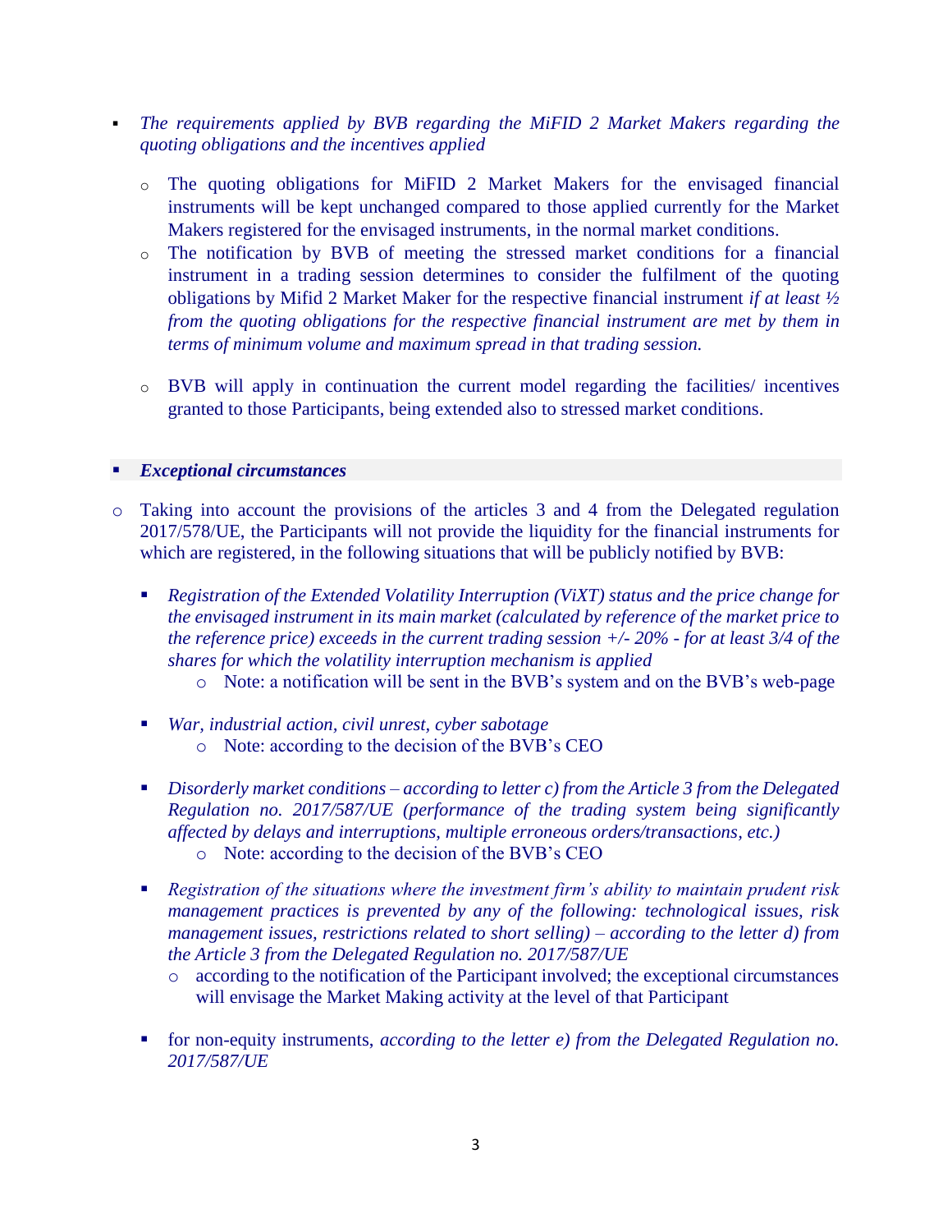- *The requirements applied by BVB regarding the MiFID 2 Market Makers regarding the quoting obligations and the incentives applied*
  - The quoting obligations for MiFID 2 Market Makers for the envisaged financial instruments will be kept unchanged compared to those applied currently for the Market Makers registered for the envisaged instruments, in the normal market conditions.
  - The notification by BVB of meeting the stressed market conditions for a financial instrument in a trading session determines to consider the fulfilment of the quoting obligations by Mifid 2 Market Maker for the respective financial instrument *if at least ½ from the quoting obligations for the respective financial instrument are met by them in terms of minimum volume and maximum spread in that trading session.*
  - BVB will apply in continuation the current model regarding the facilities/ incentives granted to those Participants, being extended also to stressed market conditions.

- ***Exceptional circumstances***

- Taking into account the provisions of the articles 3 and 4 from the Delegated regulation 2017/578/UE, the Participants will not provide the liquidity for the financial instruments for which are registered, in the following situations that will be publicly notified by BVB:
  - *Registration of the Extended Volatility Interruption (ViXT) status and the price change for the envisaged instrument in its main market (calculated by reference of the market price to the reference price) exceeds in the current trading session +/- 20% - for at least 3/4 of the shares for which the volatility interruption mechanism is applied*
    - Note: a notification will be sent in the BVB's system and on the BVB's web-page
  - *War, industrial action, civil unrest, cyber sabotage*
    - Note: according to the decision of the BVB's CEO
  - *Disorderly market conditions – according to letter c) from the Article 3 from the Delegated Regulation no. 2017/587/UE (performance of the trading system being significantly affected by delays and interruptions, multiple erroneous orders/transactions, etc.)*
    - Note: according to the decision of the BVB's CEO
  - *Registration of the situations where the investment firm's ability to maintain prudent risk management practices is prevented by any of the following: technological issues, risk management issues, restrictions related to short selling) – according to the letter d) from the Article 3 from the Delegated Regulation no. 2017/587/UE*
    - according to the notification of the Participant involved; the exceptional circumstances will envisage the Market Making activity at the level of that Participant
  - for non-equity instruments, *according to the letter e) from the Delegated Regulation no. 2017/587/UE*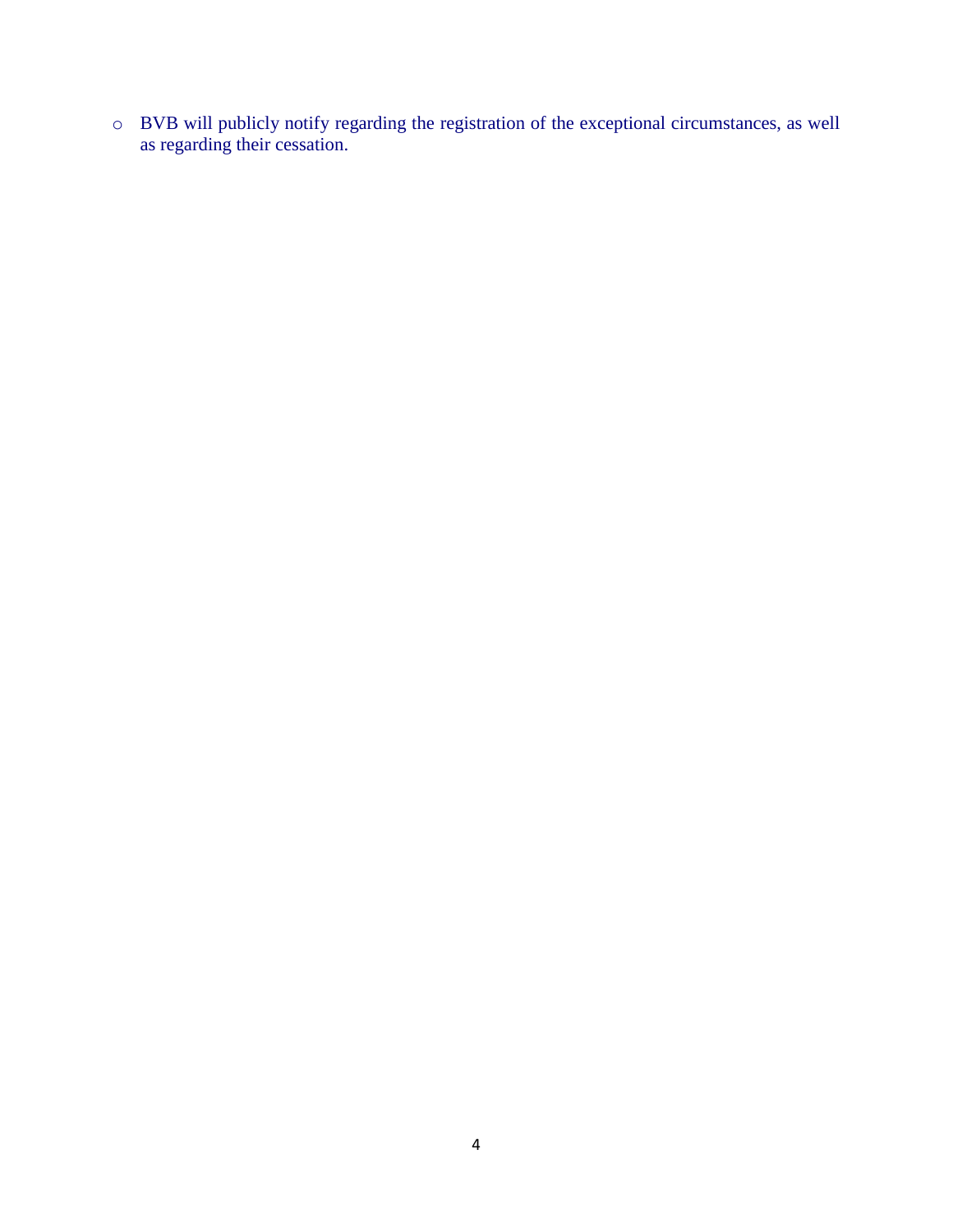- BVB will publicly notify regarding the registration of the exceptional circumstances, as well as regarding their cessation.